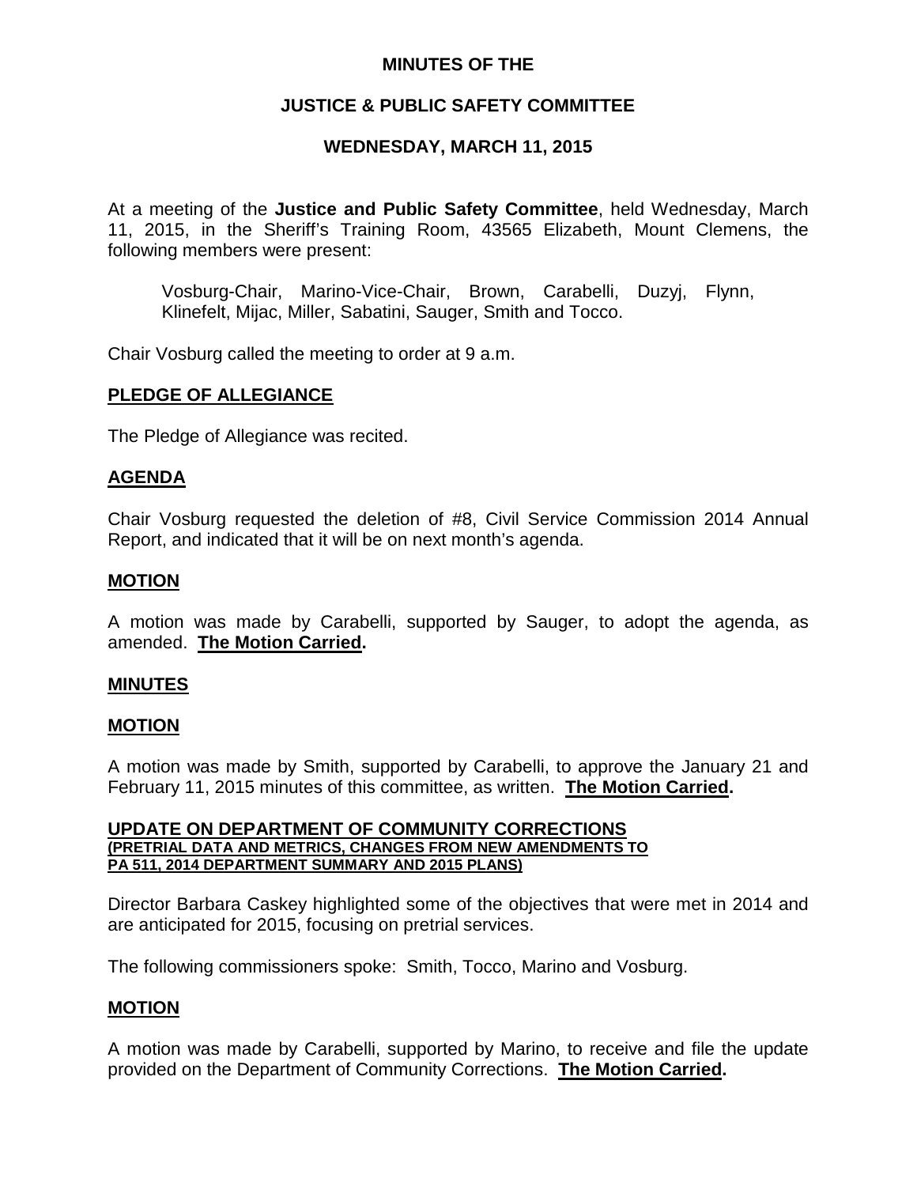# MINUTES OF THE

## JUSTICE & PUBLIC SAFETY COMMITTEE

### WEDNESDAY, MARCH 11, 2015

At a meeting of the **Justice and Public Safety Committee**, held Wednesday, March 11, 2015, in the Sheriff's Training Room, 43565 Elizabeth, Mount Clemens, the following members were present:

Vosburg-Chair, Marino-Vice-Chair, Brown, Carabelli, Duzyj, Flynn, Klinefelt, Mijac, Miller, Sabatini, Sauger, Smith and Tocco.

Chair Vosburg called the meeting to order at 9 a.m.

**PLEDGE OF ALLEGIANCE**

The Pledge of Allegiance was recited.

**AGENDA**

Chair Vosburg requested the deletion of #8, Civil Service Commission 2014 Annual Report, and indicated that it will be on next month's agenda.

**MOTION**

A motion was made by Carabelli, supported by Sauger, to adopt the agenda, as amended. **The Motion Carried.**

**MINUTES**

**MOTION**

A motion was made by Smith, supported by Carabelli, to approve the January 21 and February 11, 2015 minutes of this committee, as written. **The Motion Carried.**

**UPDATE ON DEPARTMENT OF COMMUNITY CORRECTIONS**
**(PRETRIAL DATA AND METRICS, CHANGES FROM NEW AMENDMENTS TO PA 511, 2014 DEPARTMENT SUMMARY AND 2015 PLANS)**

Director Barbara Caskey highlighted some of the objectives that were met in 2014 and are anticipated for 2015, focusing on pretrial services.

The following commissioners spoke: Smith, Tocco, Marino and Vosburg.

**MOTION**

A motion was made by Carabelli, supported by Marino, to receive and file the update provided on the Department of Community Corrections. **The Motion Carried.**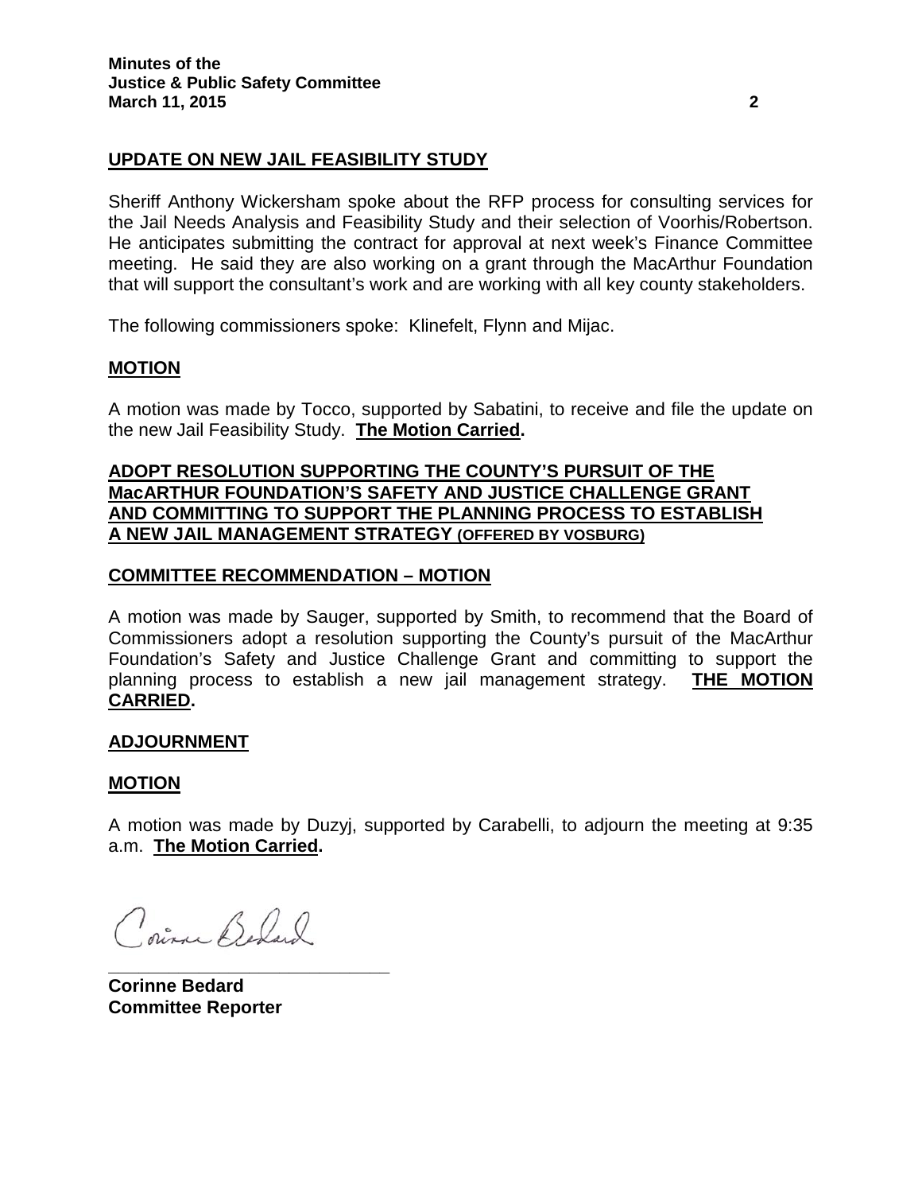**UPDATE ON NEW JAIL FEASIBILITY STUDY**

Sheriff Anthony Wickersham spoke about the RFP process for consulting services for the Jail Needs Analysis and Feasibility Study and their selection of Voorhis/Robertson. He anticipates submitting the contract for approval at next week's Finance Committee meeting. He said they are also working on a grant through the MacArthur Foundation that will support the consultant's work and are working with all key county stakeholders.

The following commissioners spoke: Klinefelt, Flynn and Mijac.

**MOTION**

A motion was made by Tocco, supported by Sabatini, to receive and file the update on the new Jail Feasibility Study. **The Motion Carried.**

**ADOPT RESOLUTION SUPPORTING THE COUNTY'S PURSUIT OF THE MacARTHUR FOUNDATION'S SAFETY AND JUSTICE CHALLENGE GRANT AND COMMITTING TO SUPPORT THE PLANNING PROCESS TO ESTABLISH A NEW JAIL MANAGEMENT STRATEGY (OFFERED BY VOSBURG)**

**COMMITTEE RECOMMENDATION – MOTION**

A motion was made by Sauger, supported by Smith, to recommend that the Board of Commissioners adopt a resolution supporting the County's pursuit of the MacArthur Foundation's Safety and Justice Challenge Grant and committing to support the planning process to establish a new jail management strategy. **THE MOTION CARRIED.**

**ADJOURNMENT**

**MOTION**

A motion was made by Duzyj, supported by Carabelli, to adjourn the meeting at 9:35 a.m. **The Motion Carried.**

_______________________________
**Corinne Bedard**
**Committee Reporter**